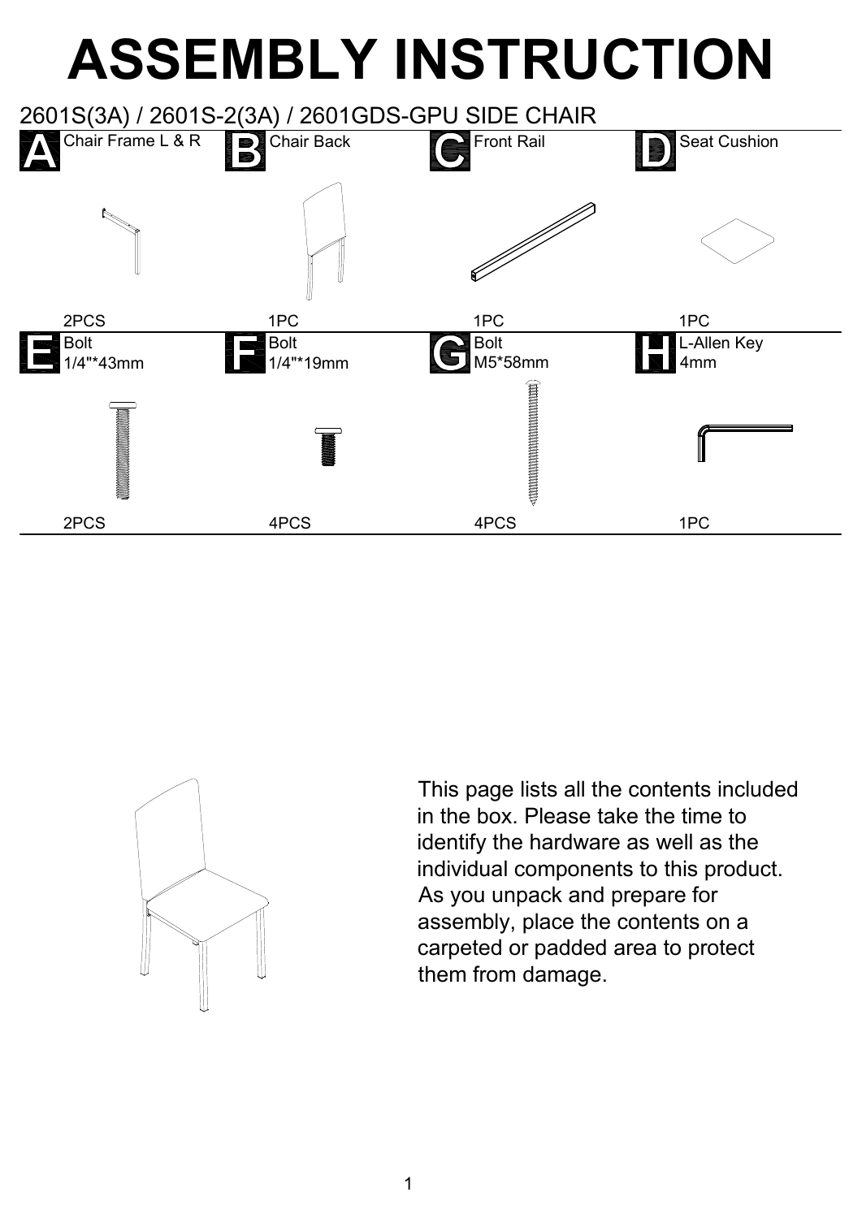# ASSEMBLY INSTRUCTION

## 2601S(3A) / 2601S-2(3A) / 2601GDS-GPU SIDE CHAIR

| | Part | Quantity |
|---|---|---|
| A | Chair Frame L & R | 2PCS |
| B | Chair Back | 1PC |
| C | Front Rail | 1PC |
| D | Seat Cushion | 1PC |
| E | Bolt 1/4"*43mm | 2PCS |
| F | Bolt 1/4"*19mm | 4PCS |
| G | Bolt M5*58mm | 4PCS |
| H | L-Allen Key 4mm | 1PC |

This page lists all the contents included in the box. Please take the time to identify the hardware as well as the individual components to this product. As you unpack and prepare for assembly, place the contents on a carpeted or padded area to protect them from damage.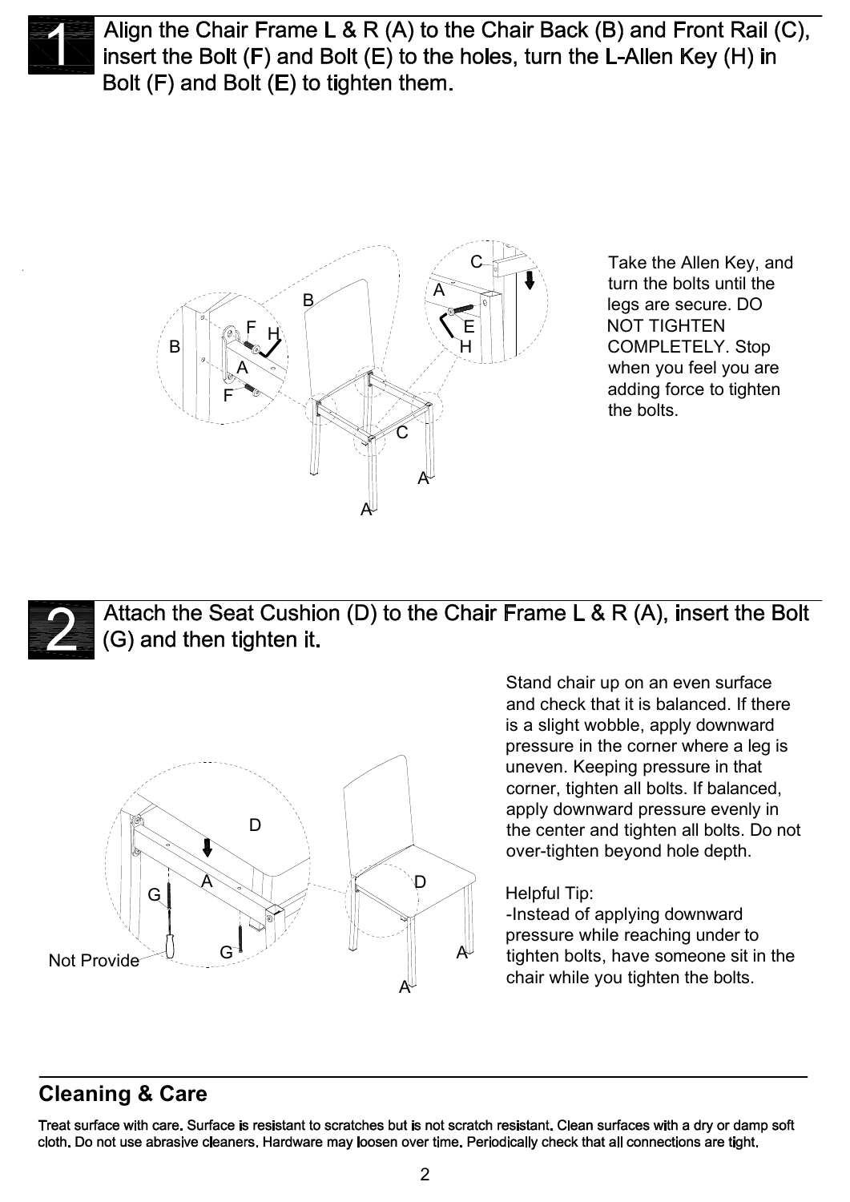## 1 Align the Chair Frame L & R (A) to the Chair Back (B) and Front Rail (C), insert the Bolt (F) and Bolt (E) to the holes, turn the L-Allen Key (H) in Bolt (F) and Bolt (E) to tighten them.

Take the Allen Key, and turn the bolts until the legs are secure. DO NOT TIGHTEN COMPLETELY. Stop when you feel you are adding force to tighten the bolts.

## 2 Attach the Seat Cushion (D) to the Chair Frame L & R (A), insert the Bolt (G) and then tighten it.

Not Provide

Stand chair up on an even surface and check that it is balanced. If there is a slight wobble, apply downward pressure in the corner where a leg is uneven. Keeping pressure in that corner, tighten all bolts. If balanced, apply downward pressure evenly in the center and tighten all bolts. Do not over-tighten beyond hole depth.

Helpful Tip:
-Instead of applying downward pressure while reaching under to tighten bolts, have someone sit in the chair while you tighten the bolts.

## Cleaning & Care

Treat surface with care. Surface is resistant to scratches but is not scratch resistant. Clean surfaces with a dry or damp soft cloth. Do not use abrasive cleaners. Hardware may loosen over time. Periodically check that all connections are tight.